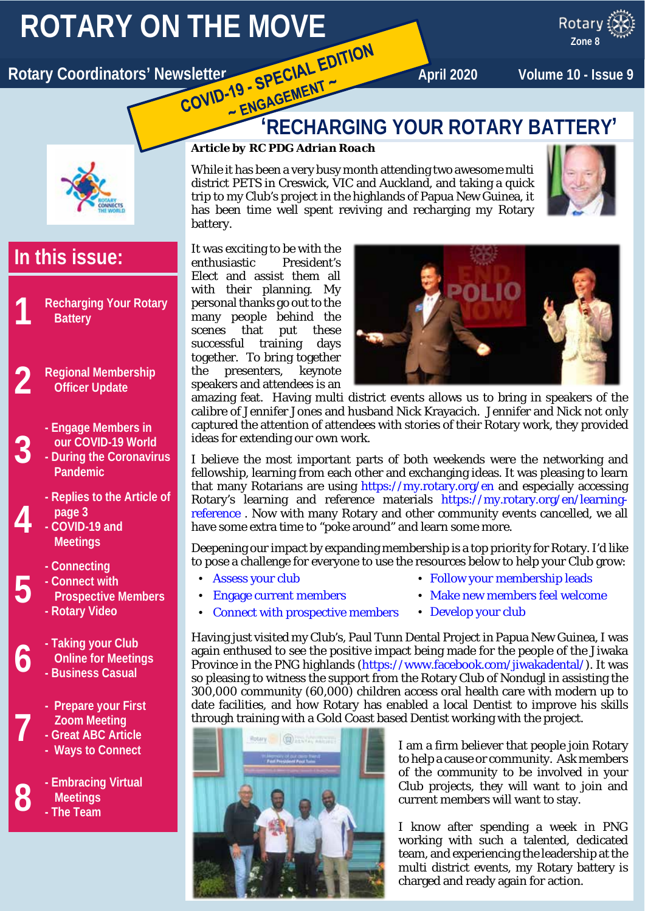# ROTARY ON THE MOVE

**Rotary Coordinators' Newsletter** — April 2020 — Volume 10 - Issue 9

Rotary Zone 8

**COVID-19 - SPECIAL EDITION ~ ENGAGEMENT ~**

## In this issue:

1. Recharging Your Rotary Battery
2. Regional Membership Officer Update
3. - Engage Members in our COVID-19 World
   - During the Coronavirus Pandemic
4. - Replies to the Article of page 3
   - COVID-19 and Meetings
5. - Connecting
   - Connect with Prospective Members
   - Rotary Video
6. - Taking your Club Online for Meetings
   - Business Casual
7. - Prepare your First Zoom Meeting
   - Great ABC Article
   - Ways to Connect
8. - Embracing Virtual Meetings
   - The Team

## 'RECHARGING YOUR ROTARY BATTERY'

***Article by RC PDG Adrian Roach***

While it has been a very busy month attending two awesome multi district PETS in Creswick, VIC and Auckland, and taking a quick trip to my Club's project in the highlands of Papua New Guinea, it has been time well spent reviving and recharging my Rotary battery.

It was exciting to be with the enthusiastic President's Elect and assist them all with their planning. My personal thanks go out to the many people behind the scenes that put these successful training days together. To bring together the presenters, keynote speakers and attendees is an amazing feat. Having multi district events allows us to bring in speakers of the calibre of Jennifer Jones and husband Nick Krayacich. Jennifer and Nick not only captured the attention of attendees with stories of their Rotary work, they provided ideas for extending our own work.

I believe the most important parts of both weekends were the networking and fellowship, learning from each other and exchanging ideas. It was pleasing to learn that many Rotarians are using https://my.rotary.org/en and especially accessing Rotary's learning and reference materials https://my.rotary.org/en/learning-reference . Now with many Rotary and other community events cancelled, we all have some extra time to "poke around" and learn some more.

Deepening our impact by expanding membership is a top priority for Rotary. I'd like to pose a challenge for everyone to use the resources below to help your Club grow:

- Assess your club
- Engage current members
- Connect with prospective members
- Follow your membership leads
- Make new members feel welcome
- Develop your club

Having just visited my Club's, Paul Tunn Dental Project in Papua New Guinea, I was again enthused to see the positive impact being made for the people of the Jiwaka Province in the PNG highlands (https://www.facebook.com/jiwakadental/). It was so pleasing to witness the support from the Rotary Club of Nondugl in assisting the 300,000 community (60,000) children access oral health care with modern up to date facilities, and how Rotary has enabled a local Dentist to improve his skills through training with a Gold Coast based Dentist working with the project.

I am a firm believer that people join Rotary to help a cause or community. Ask members of the community to be involved in your Club projects, they will want to join and current members will want to stay.

I know after spending a week in PNG working with such a talented, dedicated team, and experiencing the leadership at the multi district events, my Rotary battery is charged and ready again for action.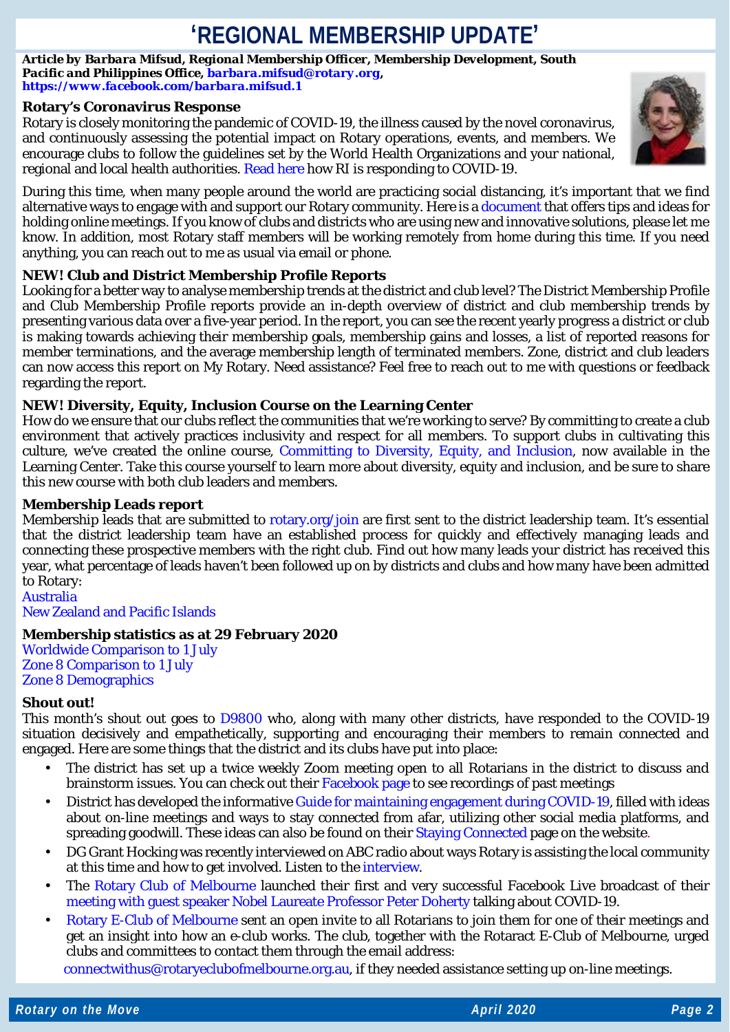# 'REGIONAL MEMBERSHIP UPDATE'

***Article by Barbara Mifsud, Regional Membership Officer, Membership Development, South Pacific and Philippines Office, barbara.mifsud@rotary.org, https://www.facebook.com/barbara.mifsud.1***

**Rotary's Coronavirus Response**

Rotary is closely monitoring the pandemic of COVID-19, the illness caused by the novel coronavirus, and continuously assessing the potential impact on Rotary operations, events, and members. We encourage clubs to follow the guidelines set by the World Health Organizations and your national, regional and local health authorities. Read here how RI is responding to COVID-19.

During this time, when many people around the world are practicing social distancing, it's important that we find alternative ways to engage with and support our Rotary community. Here is a document that offers tips and ideas for holding online meetings. If you know of clubs and districts who are using new and innovative solutions, please let me know. In addition, most Rotary staff members will be working remotely from home during this time. If you need anything, you can reach out to me as usual via email or phone.

**NEW! Club and District Membership Profile Reports**

Looking for a better way to analyse membership trends at the district and club level? The District Membership Profile and Club Membership Profile reports provide an in-depth overview of district and club membership trends by presenting various data over a five-year period. In the report, you can see the recent yearly progress a district or club is making towards achieving their membership goals, membership gains and losses, a list of reported reasons for member terminations, and the average membership length of terminated members. Zone, district and club leaders can now access this report on My Rotary. Need assistance? Feel free to reach out to me with questions or feedback regarding the report.

**NEW! Diversity, Equity, Inclusion Course on the Learning Center**

How do we ensure that our clubs reflect the communities that we're working to serve? By committing to create a club environment that actively practices inclusivity and respect for all members. To support clubs in cultivating this culture, we've created the online course, Committing to Diversity, Equity, and Inclusion, now available in the Learning Center. Take this course yourself to learn more about diversity, equity and inclusion, and be sure to share this new course with both club leaders and members.

**Membership Leads report**

Membership leads that are submitted to rotary.org/join are first sent to the district leadership team. It's essential that the district leadership team have an established process for quickly and effectively managing leads and connecting these prospective members with the right club. Find out how many leads your district has received this year, what percentage of leads haven't been followed up on by districts and clubs and how many have been admitted to Rotary:

Australia
New Zealand and Pacific Islands

**Membership statistics as at 29 February 2020**

Worldwide Comparison to 1 July
Zone 8 Comparison to 1 July
Zone 8 Demographics

**Shout out!**

This month's shout out goes to D9800 who, along with many other districts, have responded to the COVID-19 situation decisively and empathetically, supporting and encouraging their members to remain connected and engaged. Here are some things that the district and its clubs have put into place:

- The district has set up a twice weekly Zoom meeting open to all Rotarians in the district to discuss and brainstorm issues. You can check out their Facebook page to see recordings of past meetings
- District has developed the informative Guide for maintaining engagement during COVID-19, filled with ideas about on-line meetings and ways to stay connected from afar, utilizing other social media platforms, and spreading goodwill. These ideas can also be found on their Staying Connected page on the website.
- DG Grant Hocking was recently interviewed on ABC radio about ways Rotary is assisting the local community at this time and how to get involved. Listen to the interview.
- The Rotary Club of Melbourne launched their first and very successful Facebook Live broadcast of their meeting with guest speaker Nobel Laureate Professor Peter Doherty talking about COVID-19.
- Rotary E-Club of Melbourne sent an open invite to all Rotarians to join them for one of their meetings and get an insight into how an e-club works. The club, together with the Rotaract E-Club of Melbourne, urged clubs and committees to contact them through the email address: connectwithus@rotaryeclubofmelbourne.org.au, if they needed assistance setting up on-line meetings.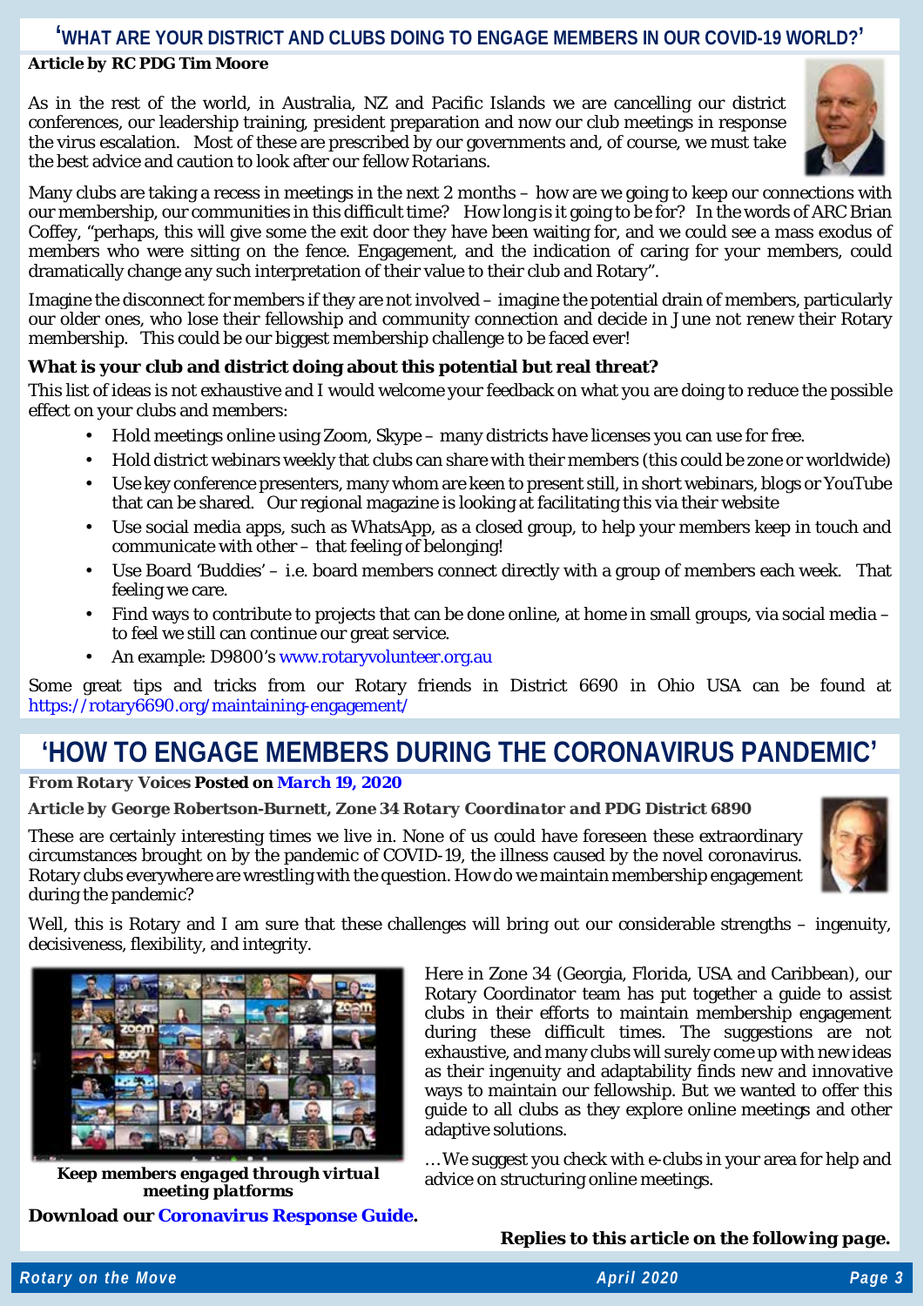## 'WHAT ARE YOUR DISTRICT AND CLUBS DOING TO ENGAGE MEMBERS IN OUR COVID-19 WORLD?'

***Article by RC PDG Tim Moore***

As in the rest of the world, in Australia, NZ and Pacific Islands we are cancelling our district conferences, our leadership training, president preparation and now our club meetings in response the virus escalation. Most of these are prescribed by our governments and, of course, we must take the best advice and caution to look after our fellow Rotarians.

Many clubs are taking a recess in meetings in the next 2 months – how are we going to keep our connections with our membership, our communities in this difficult time? How long is it going to be for? In the words of ARC Brian Coffey, "perhaps, this will give some the exit door they have been waiting for, and we could see a mass exodus of members who were sitting on the fence. Engagement, and the indication of caring for your members, could dramatically change any such interpretation of their value to their club and Rotary".

Imagine the disconnect for members if they are not involved – imagine the potential drain of members, particularly our older ones, who lose their fellowship and community connection and decide in June not renew their Rotary membership. This could be our biggest membership challenge to be faced ever!

**What is your club and district doing about this potential but real threat?**

This list of ideas is not exhaustive and I would welcome your feedback on what you are doing to reduce the possible effect on your clubs and members:

- Hold meetings online using Zoom, Skype – many districts have licenses you can use for free.
- Hold district webinars weekly that clubs can share with their members (this could be zone or worldwide)
- Use key conference presenters, many whom are keen to present still, in short webinars, blogs or YouTube that can be shared. Our regional magazine is looking at facilitating this via their website
- Use social media apps, such as WhatsApp, as a closed group, to help your members keep in touch and communicate with other – that feeling of belonging!
- Use Board 'Buddies' – i.e. board members connect directly with a group of members each week. That feeling we care.
- Find ways to contribute to projects that can be done online, at home in small groups, via social media – to feel we still can continue our great service.
- An example: D9800's www.rotaryvolunteer.org.au

Some great tips and tricks from our Rotary friends in District 6690 in Ohio USA can be found at https://rotary6690.org/maintaining-engagement/

## 'HOW TO ENGAGE MEMBERS DURING THE CORONAVIRUS PANDEMIC'

***From Rotary Voices* Posted on *March 19, 2020***

***Article by George Robertson-Burnett, Zone 34 Rotary Coordinator and PDG District 6890***

These are certainly interesting times we live in. None of us could have foreseen these extraordinary circumstances brought on by the pandemic of COVID-19, the illness caused by the novel coronavirus. Rotary clubs everywhere are wrestling with the question. How do we maintain membership engagement during the pandemic?

Well, this is Rotary and I am sure that these challenges will bring out our considerable strengths – ingenuity, decisiveness, flexibility, and integrity.

***Keep members engaged through virtual meeting platforms***

Here in Zone 34 (Georgia, Florida, USA and Caribbean), our Rotary Coordinator team has put together a guide to assist clubs in their efforts to maintain membership engagement during these difficult times. The suggestions are not exhaustive, and many clubs will surely come up with new ideas as their ingenuity and adaptability finds new and innovative ways to maintain our fellowship. But we wanted to offer this guide to all clubs as they explore online meetings and other adaptive solutions.

…We suggest you check with e-clubs in your area for help and advice on structuring online meetings.

**Download our Coronavirus Response Guide.**

***Replies to this article on the following page.***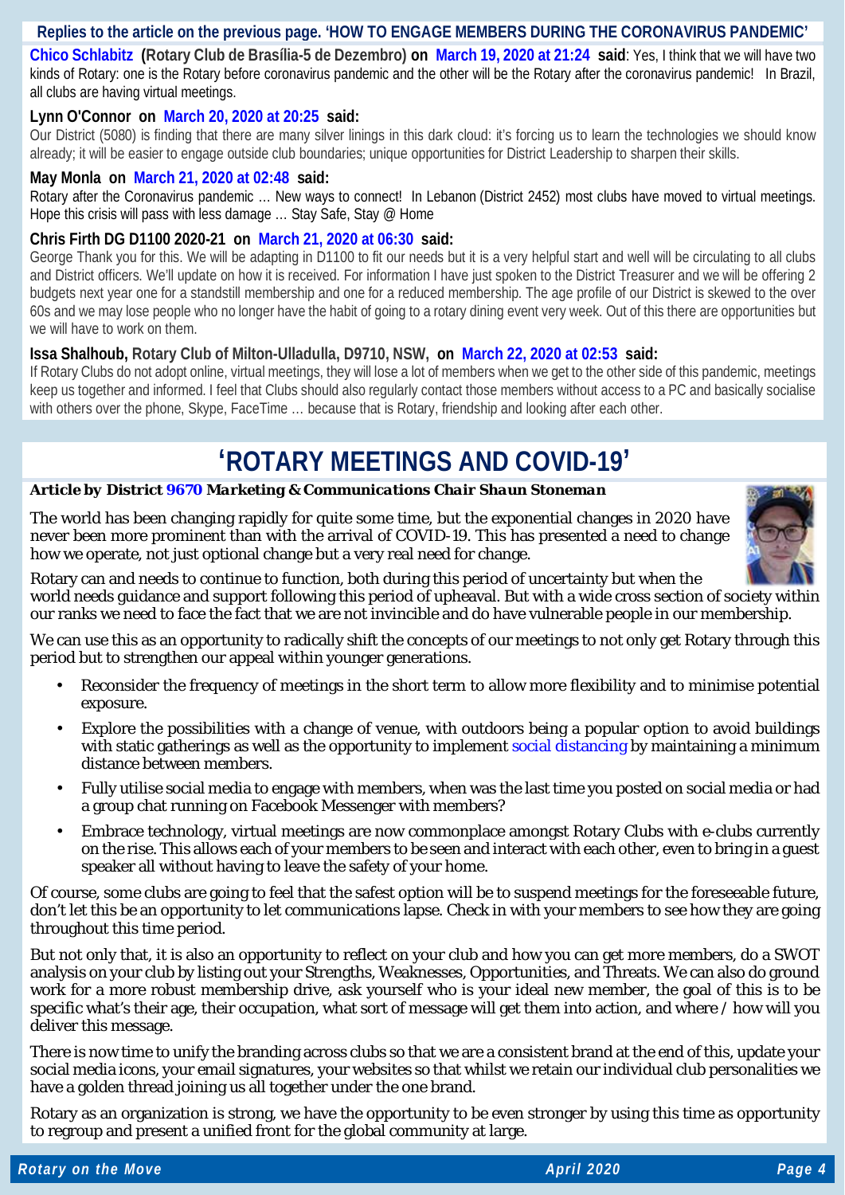**Replies to the article on the previous page. 'HOW TO ENGAGE MEMBERS DURING THE CORONAVIRUS PANDEMIC'**

**Chico Schlabitz (Rotary Club de Brasília-5 de Dezembro) on March 19, 2020 at 21:24 said**: Yes, I think that we will have two kinds of Rotary: one is the Rotary before coronavirus pandemic and the other will be the Rotary after the coronavirus pandemic! In Brazil, all clubs are having virtual meetings.

**Lynn O'Connor on March 20, 2020 at 20:25 said:**

Our District (5080) is finding that there are many silver linings in this dark cloud: it's forcing us to learn the technologies we should know already; it will be easier to engage outside club boundaries; unique opportunities for District Leadership to sharpen their skills.

**May Monla on March 21, 2020 at 02:48 said:**

Rotary after the Coronavirus pandemic … New ways to connect! In Lebanon (District 2452) most clubs have moved to virtual meetings. Hope this crisis will pass with less damage … Stay Safe, Stay @ Home

**Chris Firth DG D1100 2020-21 on March 21, 2020 at 06:30 said:**

George Thank you for this. We will be adapting in D1100 to fit our needs but it is a very helpful start and well will be circulating to all clubs and District officers. We'll update on how it is received. For information I have just spoken to the District Treasurer and we will be offering 2 budgets next year one for a standstill membership and one for a reduced membership. The age profile of our District is skewed to the over 60s and we may lose people who no longer have the habit of going to a rotary dining event very week. Out of this there are opportunities but we will have to work on them.

**Issa Shalhoub, Rotary Club of Milton-Ulladulla, D9710, NSW, on March 22, 2020 at 02:53 said:**

If Rotary Clubs do not adopt online, virtual meetings, they will lose a lot of members when we get to the other side of this pandemic, meetings keep us together and informed. I feel that Clubs should also regularly contact those members without access to a PC and basically socialise with others over the phone, Skype, FaceTime … because that is Rotary, friendship and looking after each other.

# 'ROTARY MEETINGS AND COVID-19'

***Article by District 9670 Marketing & Communications Chair Shaun Stoneman***

The world has been changing rapidly for quite some time, but the exponential changes in 2020 have never been more prominent than with the arrival of COVID-19. This has presented a need to change how we operate, not just optional change but a very real need for change.

Rotary can and needs to continue to function, both during this period of uncertainty but when the world needs guidance and support following this period of upheaval. But with a wide cross section of society within our ranks we need to face the fact that we are not invincible and do have vulnerable people in our membership.

We can use this as an opportunity to radically shift the concepts of our meetings to not only get Rotary through this period but to strengthen our appeal within younger generations.

- Reconsider the frequency of meetings in the short term to allow more flexibility and to minimise potential exposure.
- Explore the possibilities with a change of venue, with outdoors being a popular option to avoid buildings with static gatherings as well as the opportunity to implement social distancing by maintaining a minimum distance between members.
- Fully utilise social media to engage with members, when was the last time you posted on social media or had a group chat running on Facebook Messenger with members?
- Embrace technology, virtual meetings are now commonplace amongst Rotary Clubs with e-clubs currently on the rise. This allows each of your members to be seen and interact with each other, even to bring in a guest speaker all without having to leave the safety of your home.

Of course, some clubs are going to feel that the safest option will be to suspend meetings for the foreseeable future, don't let this be an opportunity to let communications lapse. Check in with your members to see how they are going throughout this time period.

But not only that, it is also an opportunity to reflect on your club and how you can get more members, do a SWOT analysis on your club by listing out your Strengths, Weaknesses, Opportunities, and Threats. We can also do ground work for a more robust membership drive, ask yourself who is your ideal new member, the goal of this is to be specific what's their age, their occupation, what sort of message will get them into action, and where / how will you deliver this message.

There is now time to unify the branding across clubs so that we are a consistent brand at the end of this, update your social media icons, your email signatures, your websites so that whilst we retain our individual club personalities we have a golden thread joining us all together under the one brand.

Rotary as an organization is strong, we have the opportunity to be even stronger by using this time as opportunity to regroup and present a unified front for the global community at large.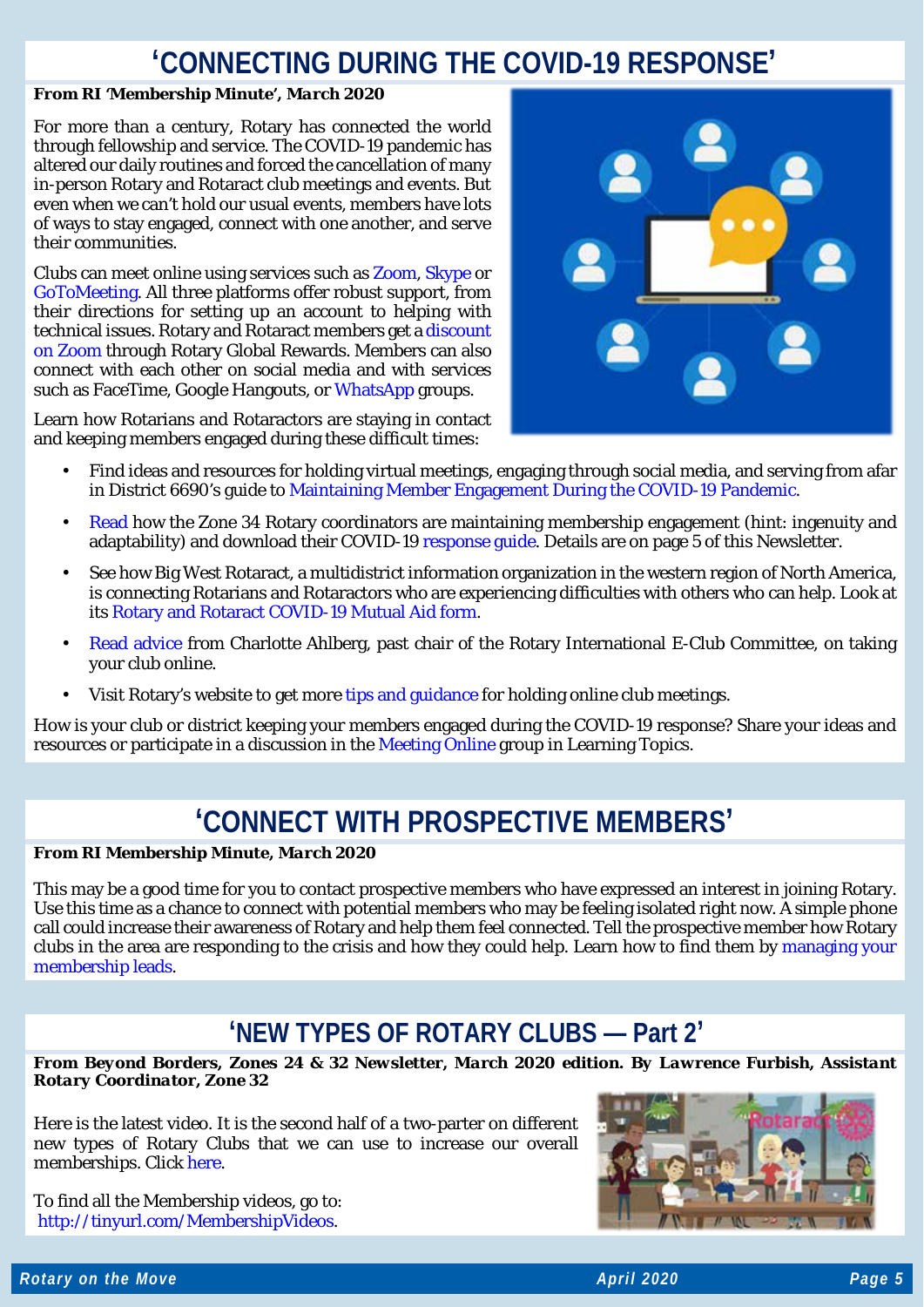# 'CONNECTING DURING THE COVID-19 RESPONSE'

***From RI 'Membership Minute', March 2020***

For more than a century, Rotary has connected the world through fellowship and service. The COVID-19 pandemic has altered our daily routines and forced the cancellation of many in-person Rotary and Rotaract club meetings and events. But even when we can't hold our usual events, members have lots of ways to stay engaged, connect with one another, and serve their communities.

Clubs can meet online using services such as Zoom, Skype or GoToMeeting. All three platforms offer robust support, from their directions for setting up an account to helping with technical issues. Rotary and Rotaract members get a discount on Zoom through Rotary Global Rewards. Members can also connect with each other on social media and with services such as FaceTime, Google Hangouts, or WhatsApp groups.

Learn how Rotarians and Rotaractors are staying in contact and keeping members engaged during these difficult times:

- Find ideas and resources for holding virtual meetings, engaging through social media, and serving from afar in District 6690's guide to Maintaining Member Engagement During the COVID-19 Pandemic.
- Read how the Zone 34 Rotary coordinators are maintaining membership engagement (hint: ingenuity and adaptability) and download their COVID-19 response guide. Details are on page 5 of this Newsletter.
- See how Big West Rotaract, a multidistrict information organization in the western region of North America, is connecting Rotarians and Rotaractors who are experiencing difficulties with others who can help. Look at its Rotary and Rotaract COVID-19 Mutual Aid form.
- Read advice from Charlotte Ahlberg, past chair of the Rotary International E-Club Committee, on taking your club online.
- Visit Rotary's website to get more tips and guidance for holding online club meetings.

How is your club or district keeping your members engaged during the COVID-19 response? Share your ideas and resources or participate in a discussion in the Meeting Online group in Learning Topics.

# 'CONNECT WITH PROSPECTIVE MEMBERS'

***From RI Membership Minute, March 2020***

This may be a good time for you to contact prospective members who have expressed an interest in joining Rotary. Use this time as a chance to connect with potential members who may be feeling isolated right now. A simple phone call could increase their awareness of Rotary and help them feel connected. Tell the prospective member how Rotary clubs in the area are responding to the crisis and how they could help. Learn how to find them by managing your membership leads.

# 'NEW TYPES OF ROTARY CLUBS — Part 2'

***From Beyond Borders, Zones 24 & 32 Newsletter, March 2020 edition. By Lawrence Furbish, Assistant Rotary Coordinator, Zone 32***

Here is the latest video. It is the second half of a two-parter on different new types of Rotary Clubs that we can use to increase our overall memberships. Click here.

To find all the Membership videos, go to: http://tinyurl.com/MembershipVideos.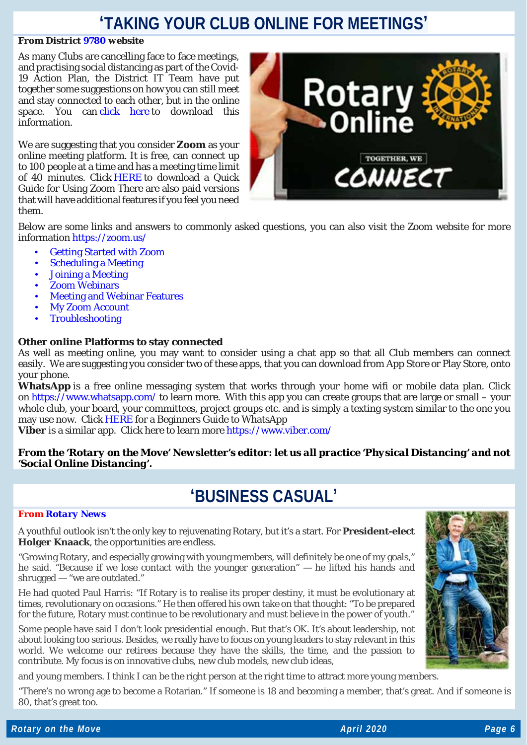# 'TAKING YOUR CLUB ONLINE FOR MEETINGS'

**From District 9780 website**

As many Clubs are cancelling face to face meetings, and practising social distancing as part of the Covid-19 Action Plan, the District IT Team have put together some suggestions on how you can still meet and stay connected to each other, but in the online space. You can click here to download this information.

We are suggesting that you consider **Zoom** as your online meeting platform. It is free, can connect up to 100 people at a time and has a meeting time limit of 40 minutes. Click HERE to download a Quick Guide for Using Zoom There are also paid versions that will have additional features if you feel you need them.

Below are some links and answers to commonly asked questions, you can also visit the Zoom website for more information https://zoom.us/

- Getting Started with Zoom
- Scheduling a Meeting
- Joining a Meeting
- Zoom Webinars
- Meeting and Webinar Features
- My Zoom Account
- Troubleshooting

**Other online Platforms to stay connected**

As well as meeting online, you may want to consider using a chat app so that all Club members can connect easily. We are suggesting you consider two of these apps, that you can download from App Store or Play Store, onto your phone.

**WhatsApp** is a free online messaging system that works through your home wifi or mobile data plan. Click on https://www.whatsapp.com/ to learn more. With this app you can create groups that are large or small – your whole club, your board, your committees, project groups etc. and is simply a texting system similar to the one you may use now. Click HERE for a Beginners Guide to WhatsApp

**Viber** is a similar app. Click here to learn more https://www.viber.com/

***From the 'Rotary on the Move' Newsletter's editor: let us all practice 'Physical Distancing' and not 'Social Online Distancing'.***

# 'BUSINESS CASUAL'

***From Rotary News***

A youthful outlook isn't the only key to rejuvenating Rotary, but it's a start. For **President-elect Holger Knaack**, the opportunities are endless.

"Growing Rotary, and especially growing with young members, will definitely be one of my goals," he said. "Because if we lose contact with the younger generation" — he lifted his hands and shrugged — "we are outdated."

He had quoted Paul Harris: "If Rotary is to realise its proper destiny, it must be evolutionary at times, revolutionary on occasions." He then offered his own take on that thought: "To be prepared for the future, Rotary must continue to be revolutionary and must believe in the power of youth."

Some people have said I don't look presidential enough. But that's OK. It's about leadership, not about looking too serious. Besides, we really have to focus on young leaders to stay relevant in this world. We welcome our retirees because they have the skills, the time, and the passion to contribute. My focus is on innovative clubs, new club models, new club ideas, and young members. I think I can be the right person at the right time to attract more young members.

"There's no wrong age to become a Rotarian." If someone is 18 and becoming a member, that's great. And if someone is 80, that's great too.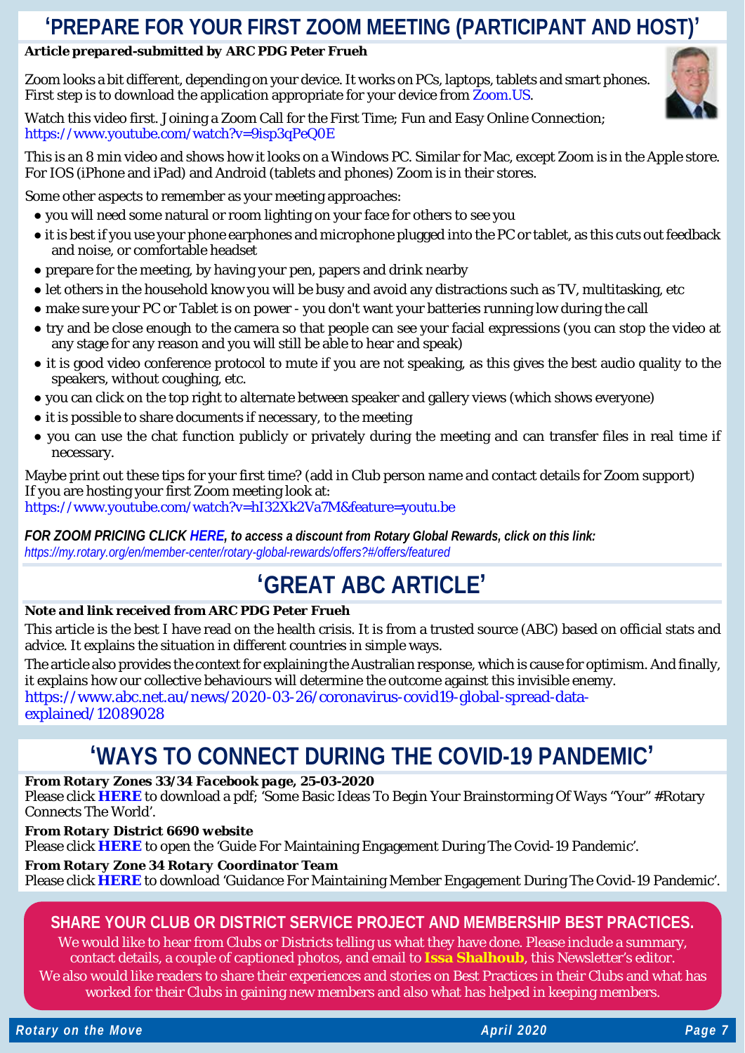# 'PREPARE FOR YOUR FIRST ZOOM MEETING (PARTICIPANT AND HOST)'

***Article prepared-submitted by ARC PDG Peter Frueh***

Zoom looks a bit different, depending on your device. It works on PCs, laptops, tablets and smart phones. First step is to download the application appropriate for your device from Zoom.US.

Watch this video first. Joining a Zoom Call for the First Time; Fun and Easy Online Connection; https://www.youtube.com/watch?v=9isp3qPeQ0E

This is an 8 min video and shows how it looks on a Windows PC. Similar for Mac, except Zoom is in the Apple store. For IOS (iPhone and iPad) and Android (tablets and phones) Zoom is in their stores.

Some other aspects to remember as your meeting approaches:

- you will need some natural or room lighting on your face for others to see you
- it is best if you use your phone earphones and microphone plugged into the PC or tablet, as this cuts out feedback and noise, or comfortable headset
- prepare for the meeting, by having your pen, papers and drink nearby
- let others in the household know you will be busy and avoid any distractions such as TV, multitasking, etc
- make sure your PC or Tablet is on power - you don't want your batteries running low during the call
- try and be close enough to the camera so that people can see your facial expressions (you can stop the video at any stage for any reason and you will still be able to hear and speak)
- it is good video conference protocol to mute if you are not speaking, as this gives the best audio quality to the speakers, without coughing, etc.
- you can click on the top right to alternate between speaker and gallery views (which shows everyone)
- it is possible to share documents if necessary, to the meeting
- you can use the chat function publicly or privately during the meeting and can transfer files in real time if necessary.

Maybe print out these tips for your first time? (add in Club person name and contact details for Zoom support)
If you are hosting your first Zoom meeting look at:
https://www.youtube.com/watch?v=hI32Xk2Va7M&feature=youtu.be

***FOR ZOOM PRICING CLICK HERE, to access a discount from Rotary Global Rewards, click on this link:***
*https://my.rotary.org/en/member-center/rotary-global-rewards/offers?#/offers/featured*

# 'GREAT ABC ARTICLE'

***Note and link received from ARC PDG Peter Frueh***

This article is the best I have read on the health crisis. It is from a trusted source (ABC) based on official stats and advice. It explains the situation in different countries in simple ways.

The article also provides the context for explaining the Australian response, which is cause for optimism. And finally, it explains how our collective behaviours will determine the outcome against this invisible enemy.
https://www.abc.net.au/news/2020-03-26/coronavirus-covid19-global-spread-data-explained/12089028

# 'WAYS TO CONNECT DURING THE COVID-19 PANDEMIC'

***From Rotary Zones 33/34 Facebook page, 25-03-2020***
Please click **HERE** to download a pdf; 'Some Basic Ideas To Begin Your Brainstorming Of Ways "Your" #Rotary Connects The World'.

***From Rotary District 6690 website***
Please click **HERE** to open the 'Guide For Maintaining Engagement During The Covid-19 Pandemic'.

***From Rotary Zone 34 Rotary Coordinator Team***
Please click **HERE** to download 'Guidance For Maintaining Member Engagement During The Covid-19 Pandemic'.

## SHARE YOUR CLUB OR DISTRICT SERVICE PROJECT AND MEMBERSHIP BEST PRACTICES.

We would like to hear from Clubs or Districts telling us what they have done. Please include a summary, contact details, a couple of captioned photos, and email to **Issa Shalhoub**, this Newsletter's editor.
We also would like readers to share their experiences and stories on Best Practices in their Clubs and what has worked for their Clubs in gaining new members and also what has helped in keeping members.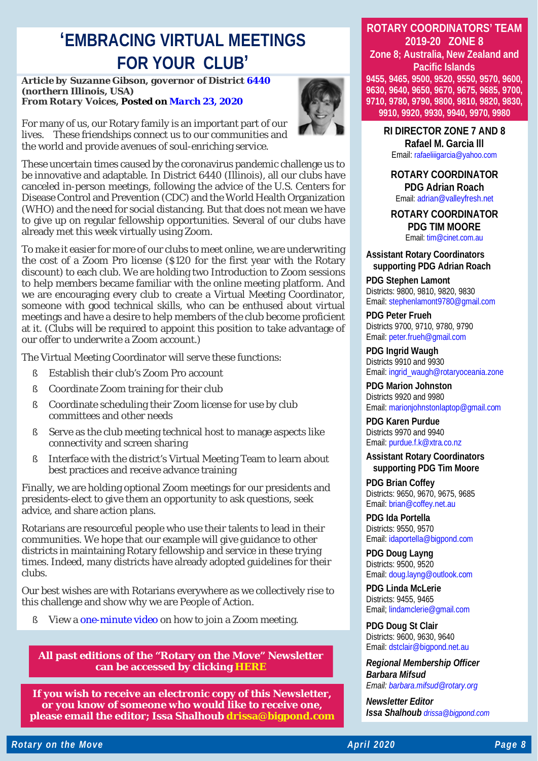# 'EMBRACING VIRTUAL MEETINGS FOR YOUR CLUB'

***Article by Suzanne Gibson, governor of District 6440 (northern Illinois, USA)***
***From Rotary Voices*, Posted on *March 23, 2020***

For many of us, our Rotary family is an important part of our lives. These friendships connect us to our communities and the world and provide avenues of soul-enriching service.

These uncertain times caused by the coronavirus pandemic challenge us to be innovative and adaptable. In District 6440 (Illinois), all our clubs have canceled in-person meetings, following the advice of the U.S. Centers for Disease Control and Prevention (CDC) and the World Health Organization (WHO) and the need for social distancing. But that does not mean we have to give up on regular fellowship opportunities. Several of our clubs have already met this week virtually using Zoom.

To make it easier for more of our clubs to meet online, we are underwriting the cost of a Zoom Pro license ($120 for the first year with the Rotary discount) to each club. We are holding two Introduction to Zoom sessions to help members became familiar with the online meeting platform. And we are encouraging every club to create a Virtual Meeting Coordinator, someone with good technical skills, who can be enthused about virtual meetings and have a desire to help members of the club become proficient at it. (Clubs will be required to appoint this position to take advantage of our offer to underwrite a Zoom account.)

The Virtual Meeting Coordinator will serve these functions:

- Establish their club's Zoom Pro account
- Coordinate Zoom training for their club
- Coordinate scheduling their Zoom license for use by club committees and other needs
- Serve as the club meeting technical host to manage aspects like connectivity and screen sharing
- Interface with the district's Virtual Meeting Team to learn about best practices and receive advance training

Finally, we are holding optional Zoom meetings for our presidents and presidents-elect to give them an opportunity to ask questions, seek advice, and share action plans.

Rotarians are resourceful people who use their talents to lead in their communities. We hope that our example will give guidance to other districts in maintaining Rotary fellowship and service in these trying times. Indeed, many districts have already adopted guidelines for their clubs.

Our best wishes are with Rotarians everywhere as we collectively rise to this challenge and show why we are People of Action.

- View a one-minute video on how to join a Zoom meeting.

**All past editions of the "Rotary on the Move" Newsletter can be accessed by clicking HERE**

**If you wish to receive an electronic copy of this Newsletter, or you know of someone who would like to receive one, please email the editor; Issa Shalhoub drissa@bigpond.com**

## ROTARY COORDINATORS' TEAM 2019-20 ZONE 8

**Zone 8; Australia, New Zealand and Pacific Islands**

**9455, 9465, 9500, 9520, 9550, 9570, 9600, 9630, 9640, 9650, 9670, 9675, 9685, 9700, 9710, 9780, 9790, 9800, 9810, 9820, 9830, 9910, 9920, 9930, 9940, 9970, 9980**

**RI DIRECTOR ZONE 7 AND 8**
**Rafael M. Garcia lll**
Email: rafaeliiigarcia@yahoo.com

**ROTARY COORDINATOR**
**PDG Adrian Roach**
Email: adrian@valleyfresh.net

**ROTARY COORDINATOR**
**PDG TIM MOORE**
Email: tim@cinet.com.au

**Assistant Rotary Coordinators supporting PDG Adrian Roach**

**PDG Stephen Lamont**
Districts: 9800, 9810, 9820, 9830
Email: stephenlamont9780@gmail.com

**PDG Peter Frueh**
Districts 9700, 9710, 9780, 9790
Email: peter.frueh@gmail.com

**PDG Ingrid Waugh**
Districts 9910 and 9930
Email: ingrid_waugh@rotaryoceania.zone

**PDG Marion Johnston**
Districts 9920 and 9980
Email: marionjohnstonlaptop@gmail.com

**PDG Karen Purdue**
Districts 9970 and 9940
Email: purdue.f.k@xtra.co.nz

**Assistant Rotary Coordinators supporting PDG Tim Moore**

**PDG Brian Coffey**
Districts: 9650, 9670, 9675, 9685
Email: brian@coffey.net.au

**PDG Ida Portella**
Districts: 9550, 9570
Email: idaportella@bigpond.com

**PDG Doug Layng**
Districts: 9500, 9520
Email: doug.layng@outlook.com

**PDG Linda McLerie**
Districts: 9455, 9465
Email; lindamclerie@gmail.com

**PDG Doug St Clair**
Districts: 9600, 9630, 9640
Email: dstclair@bigpond.net.au

***Regional Membership Officer***
***Barbara Mifsud***
*Email: barbara.mifsud@rotary.org*

***Newsletter Editor***
***Issa Shalhoub*** *drissa@bigpond.com*